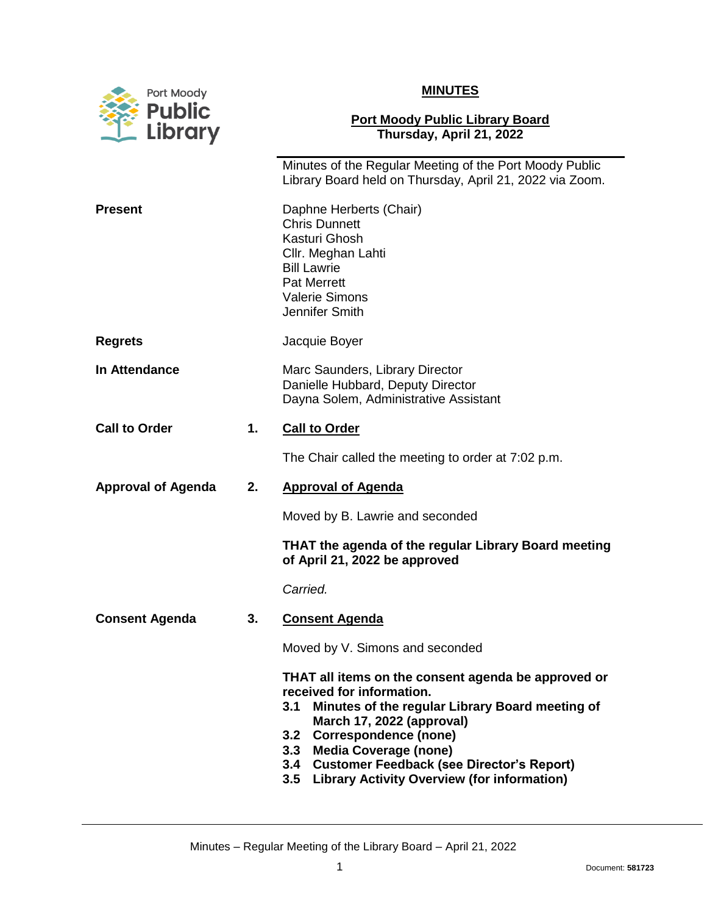Port Moody Public Library

# MINUTES

## Port Moody Public Library Board
**Thursday, April 21, 2022**

Minutes of the Regular Meeting of the Port Moody Public Library Board held on Thursday, April 21, 2022 via Zoom.

**Present**

Daphne Herberts (Chair)
Chris Dunnett
Kasturi Ghosh
Cllr. Meghan Lahti
Bill Lawrie
Pat Merrett
Valerie Simons
Jennifer Smith

**Regrets**

Jacquie Boyer

**In Attendance**

Marc Saunders, Library Director
Danielle Hubbard, Deputy Director
Dayna Solem, Administrative Assistant

**Call to Order**

**1. Call to Order**

The Chair called the meeting to order at 7:02 p.m.

**Approval of Agenda**

**2. Approval of Agenda**

Moved by B. Lawrie and seconded

**THAT the agenda of the regular Library Board meeting of April 21, 2022 be approved**

*Carried.*

**Consent Agenda**

**3. Consent Agenda**

Moved by V. Simons and seconded

**THAT all items on the consent agenda be approved or received for information.**

**3.1 Minutes of the regular Library Board meeting of March 17, 2022 (approval)**
**3.2 Correspondence (none)**
**3.3 Media Coverage (none)**
**3.4 Customer Feedback (see Director's Report)**
**3.5 Library Activity Overview (for information)**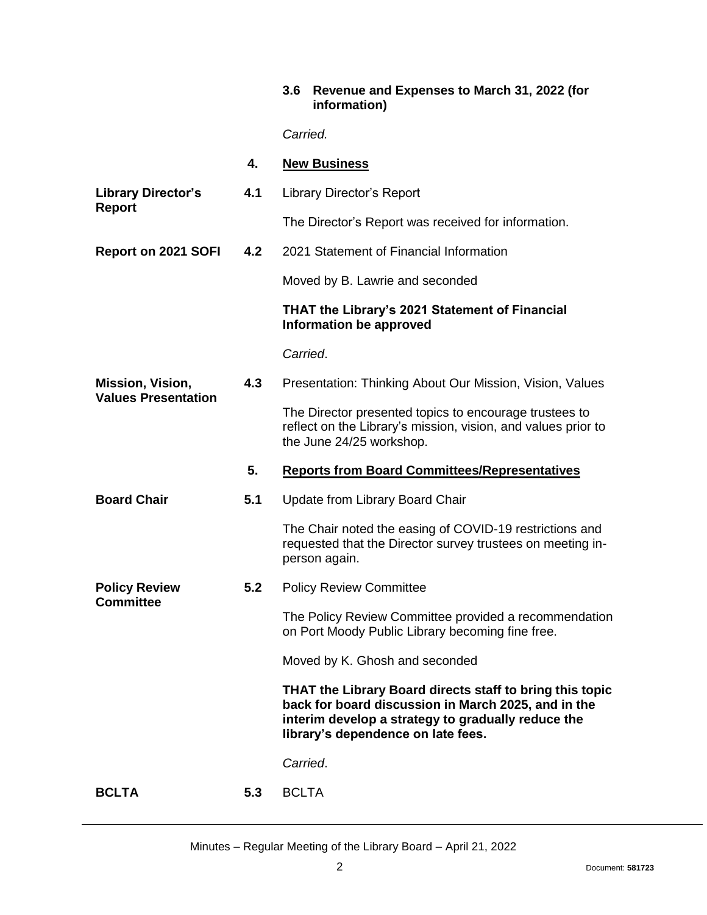**3.6 Revenue and Expenses to March 31, 2022 (for information)**

*Carried.*

## 4. New Business

**Library Director's Report**

**4.1** Library Director's Report

The Director's Report was received for information.

**Report on 2021 SOFI**

**4.2** 2021 Statement of Financial Information

Moved by B. Lawrie and seconded

**THAT the Library's 2021 Statement of Financial Information be approved**

*Carried*.

**Mission, Vision, Values Presentation**

**4.3** Presentation: Thinking About Our Mission, Vision, Values

The Director presented topics to encourage trustees to reflect on the Library's mission, vision, and values prior to the June 24/25 workshop.

## 5. Reports from Board Committees/Representatives

**Board Chair**

**5.1** Update from Library Board Chair

The Chair noted the easing of COVID-19 restrictions and requested that the Director survey trustees on meeting in-person again.

**Policy Review Committee**

**5.2** Policy Review Committee

The Policy Review Committee provided a recommendation on Port Moody Public Library becoming fine free.

Moved by K. Ghosh and seconded

**THAT the Library Board directs staff to bring this topic back for board discussion in March 2025, and in the interim develop a strategy to gradually reduce the library's dependence on late fees.**

*Carried*.

**BCLTA**

**5.3** BCLTA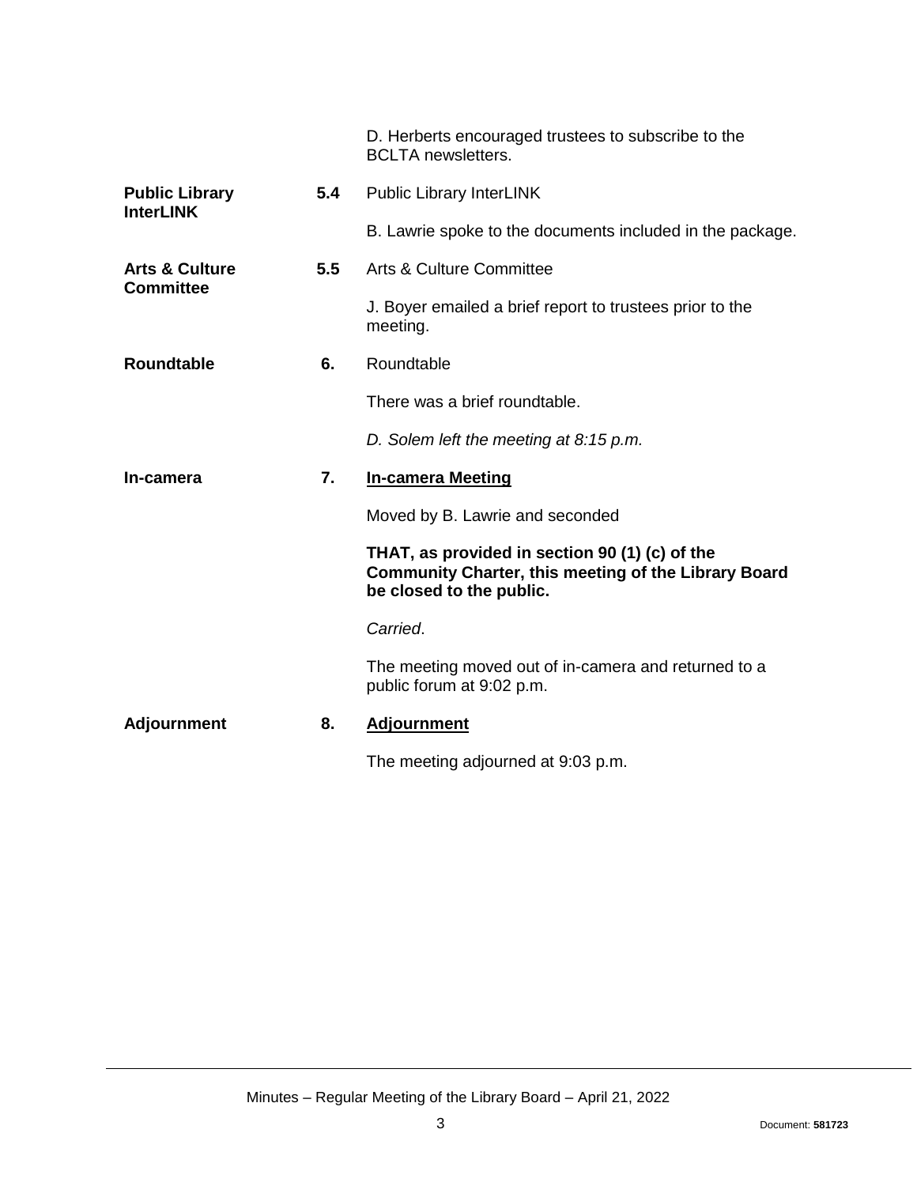D. Herberts encouraged trustees to subscribe to the BCLTA newsletters.

| | | |
|---|---|---|
| **Public Library InterLINK** | **5.4** | Public Library InterLINK<br><br>B. Lawrie spoke to the documents included in the package. |
| **Arts & Culture Committee** | **5.5** | Arts & Culture Committee<br><br>J. Boyer emailed a brief report to trustees prior to the meeting. |
| **Roundtable** | **6.** | Roundtable<br><br>There was a brief roundtable.<br><br>*D. Solem left the meeting at 8:15 p.m.* |
| **In-camera** | **7.** | **<u>In-camera Meeting</u>**<br><br>Moved by B. Lawrie and seconded<br><br>**THAT, as provided in section 90 (1) (c) of the Community Charter, this meeting of the Library Board be closed to the public.**<br><br>*Carried*.<br><br>The meeting moved out of in-camera and returned to a public forum at 9:02 p.m. |
| **Adjournment** | **8.** | **<u>Adjournment</u>**<br><br>The meeting adjourned at 9:03 p.m. |